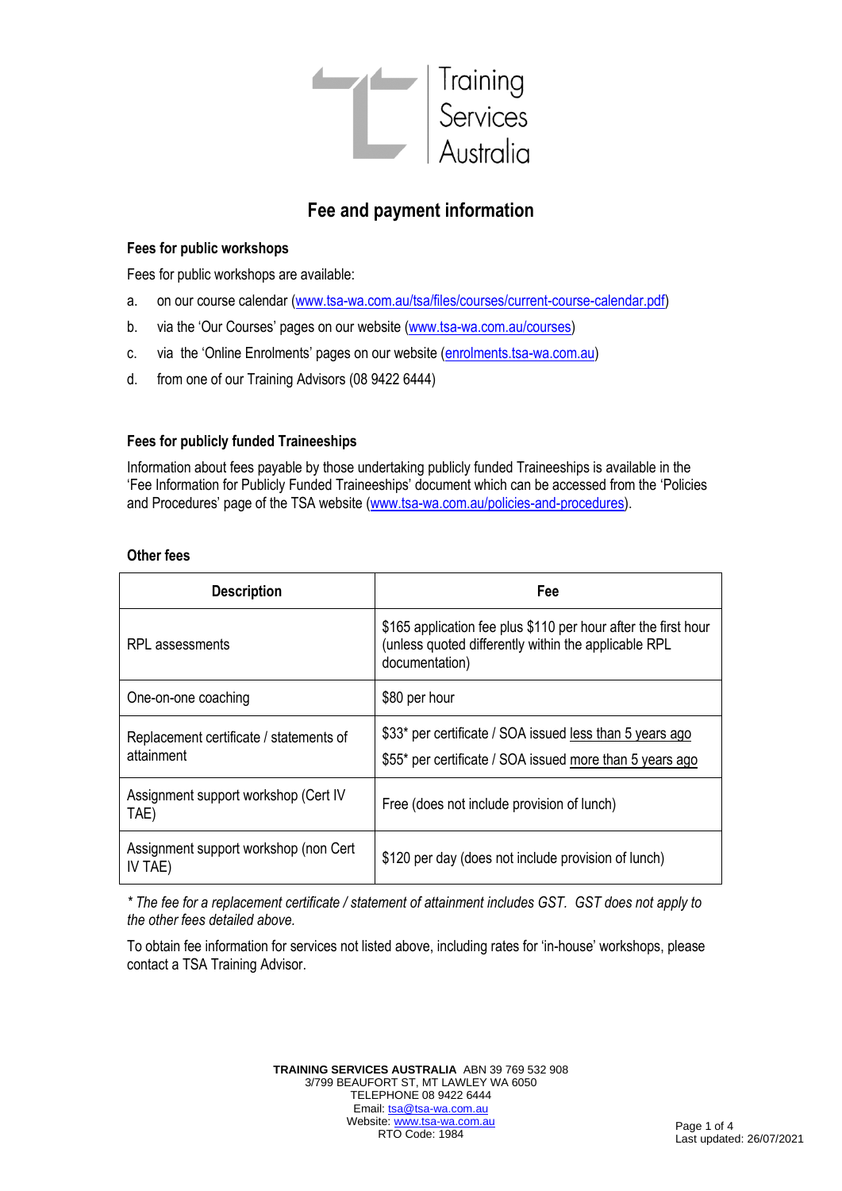Training Services Australia

# Fee and payment information

### Fees for public workshops

Fees for public workshops are available:

a. on our course calendar (www.tsa-wa.com.au/tsa/files/courses/current-course-calendar.pdf)

b. via the 'Our Courses' pages on our website (www.tsa-wa.com.au/courses)

c. via the 'Online Enrolments' pages on our website (enrolments.tsa-wa.com.au)

d. from one of our Training Advisors (08 9422 6444)

### Fees for publicly funded Traineeships

Information about fees payable by those undertaking publicly funded Traineeships is available in the 'Fee Information for Publicly Funded Traineeships' document which can be accessed from the 'Policies and Procedures' page of the TSA website (www.tsa-wa.com.au/policies-and-procedures).

### Other fees

| Description | Fee |
|---|---|
| RPL assessments | $165 application fee plus $110 per hour after the first hour (unless quoted differently within the applicable RPL documentation) |
| One-on-one coaching | $80 per hour |
| Replacement certificate / statements of attainment | $33* per certificate / SOA issued less than 5 years ago<br>$55* per certificate / SOA issued more than 5 years ago |
| Assignment support workshop (Cert IV TAE) | Free (does not include provision of lunch) |
| Assignment support workshop (non Cert IV TAE) | $120 per day (does not include provision of lunch) |

*\* The fee for a replacement certificate / statement of attainment includes GST. GST does not apply to the other fees detailed above.*

To obtain fee information for services not listed above, including rates for 'in-house' workshops, please contact a TSA Training Advisor.

**TRAINING SERVICES AUSTRALIA** ABN 39 769 532 908
3/799 BEAUFORT ST, MT LAWLEY WA 6050
TELEPHONE 08 9422 6444
Email: tsa@tsa-wa.com.au
Website: www.tsa-wa.com.au
RTO Code: 1984

Last updated: 26/07/2021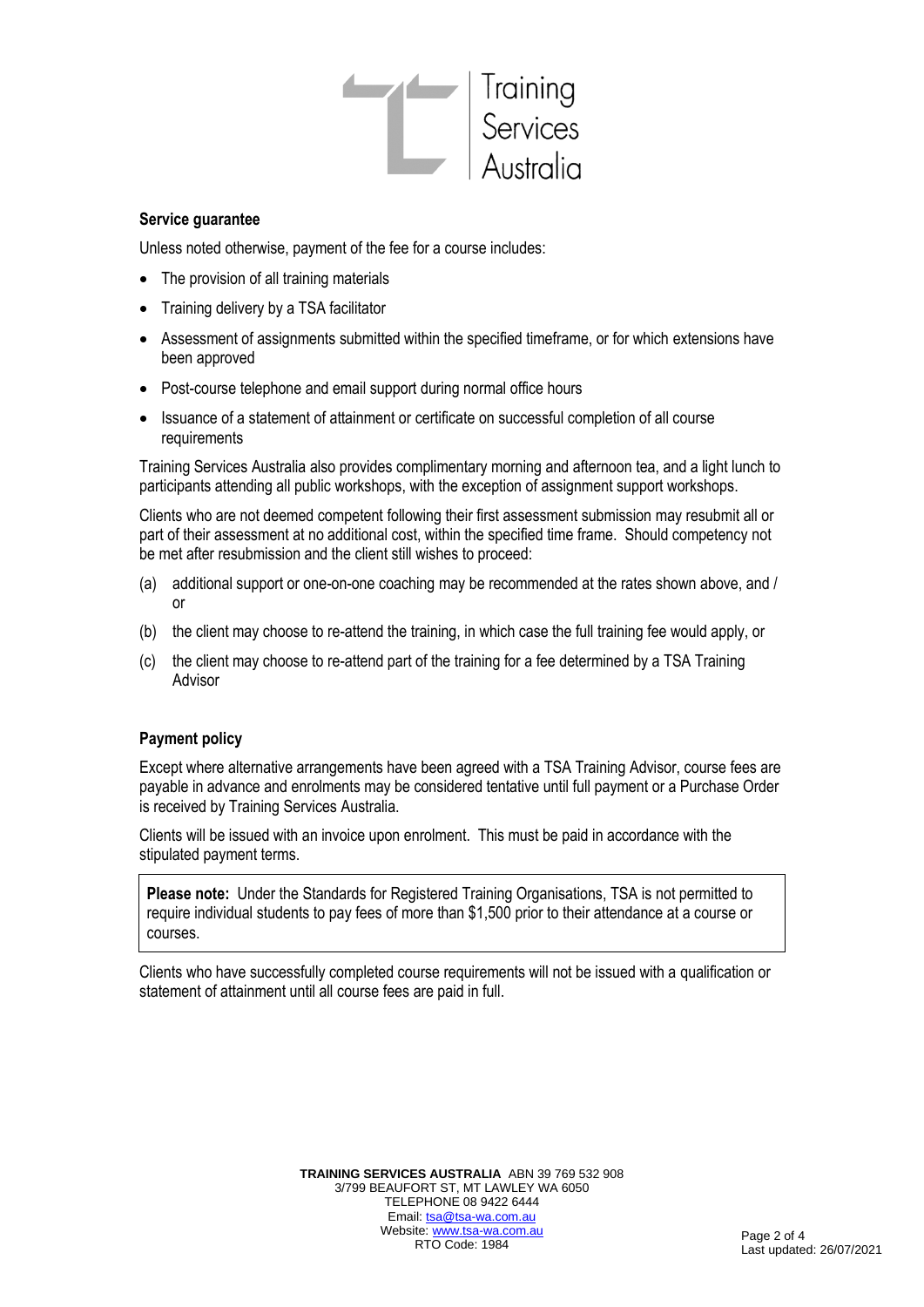Training Services Australia

### Service guarantee

Unless noted otherwise, payment of the fee for a course includes:

- The provision of all training materials
- Training delivery by a TSA facilitator
- Assessment of assignments submitted within the specified timeframe, or for which extensions have been approved
- Post-course telephone and email support during normal office hours
- Issuance of a statement of attainment or certificate on successful completion of all course requirements

Training Services Australia also provides complimentary morning and afternoon tea, and a light lunch to participants attending all public workshops, with the exception of assignment support workshops.

Clients who are not deemed competent following their first assessment submission may resubmit all or part of their assessment at no additional cost, within the specified time frame. Should competency not be met after resubmission and the client still wishes to proceed:

(a) additional support or one-on-one coaching may be recommended at the rates shown above, and / or

(b) the client may choose to re-attend the training, in which case the full training fee would apply, or

(c) the client may choose to re-attend part of the training for a fee determined by a TSA Training Advisor

### Payment policy

Except where alternative arrangements have been agreed with a TSA Training Advisor, course fees are payable in advance and enrolments may be considered tentative until full payment or a Purchase Order is received by Training Services Australia.

Clients will be issued with an invoice upon enrolment. This must be paid in accordance with the stipulated payment terms.

> **Please note:** Under the Standards for Registered Training Organisations, TSA is not permitted to require individual students to pay fees of more than $1,500 prior to their attendance at a course or courses.

Clients who have successfully completed course requirements will not be issued with a qualification or statement of attainment until all course fees are paid in full.

**TRAINING SERVICES AUSTRALIA** ABN 39 769 532 908
3/799 BEAUFORT ST, MT LAWLEY WA 6050
TELEPHONE 08 9422 6444
Email: tsa@tsa-wa.com.au
Website: www.tsa-wa.com.au
RTO Code: 1984

Last updated: 26/07/2021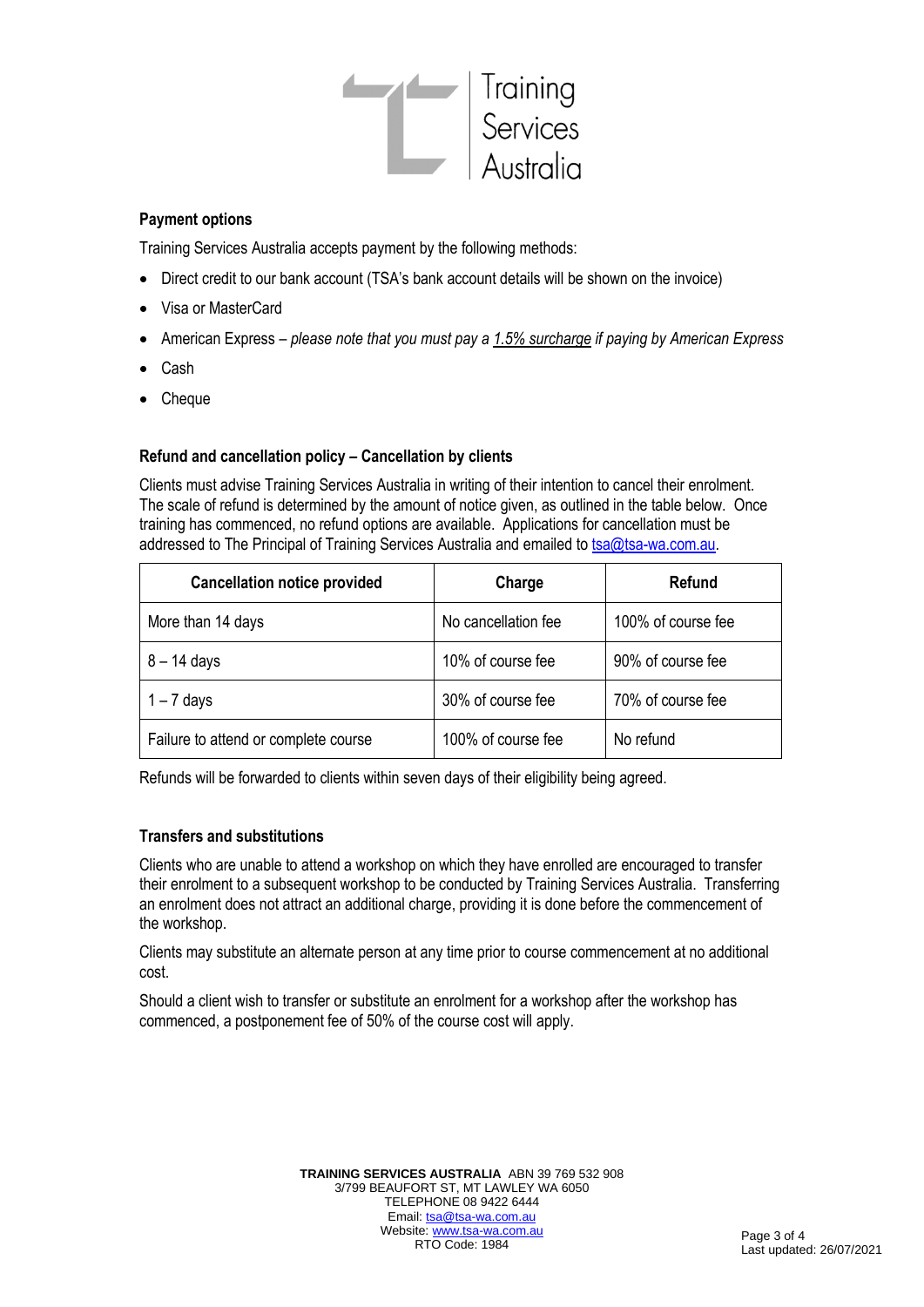### Payment options

Training Services Australia accepts payment by the following methods:

- Direct credit to our bank account (TSA's bank account details will be shown on the invoice)
- Visa or MasterCard
- American Express – *please note that you must pay a 1.5% surcharge if paying by American Express*
- Cash
- Cheque

### Refund and cancellation policy – Cancellation by clients

Clients must advise Training Services Australia in writing of their intention to cancel their enrolment. The scale of refund is determined by the amount of notice given, as outlined in the table below. Once training has commenced, no refund options are available. Applications for cancellation must be addressed to The Principal of Training Services Australia and emailed to tsa@tsa-wa.com.au.

| Cancellation notice provided | Charge | Refund |
|---|---|---|
| More than 14 days | No cancellation fee | 100% of course fee |
| 8 – 14 days | 10% of course fee | 90% of course fee |
| 1 – 7 days | 30% of course fee | 70% of course fee |
| Failure to attend or complete course | 100% of course fee | No refund |

Refunds will be forwarded to clients within seven days of their eligibility being agreed.

### Transfers and substitutions

Clients who are unable to attend a workshop on which they have enrolled are encouraged to transfer their enrolment to a subsequent workshop to be conducted by Training Services Australia. Transferring an enrolment does not attract an additional charge, providing it is done before the commencement of the workshop.

Clients may substitute an alternate person at any time prior to course commencement at no additional cost.

Should a client wish to transfer or substitute an enrolment for a workshop after the workshop has commenced, a postponement fee of 50% of the course cost will apply.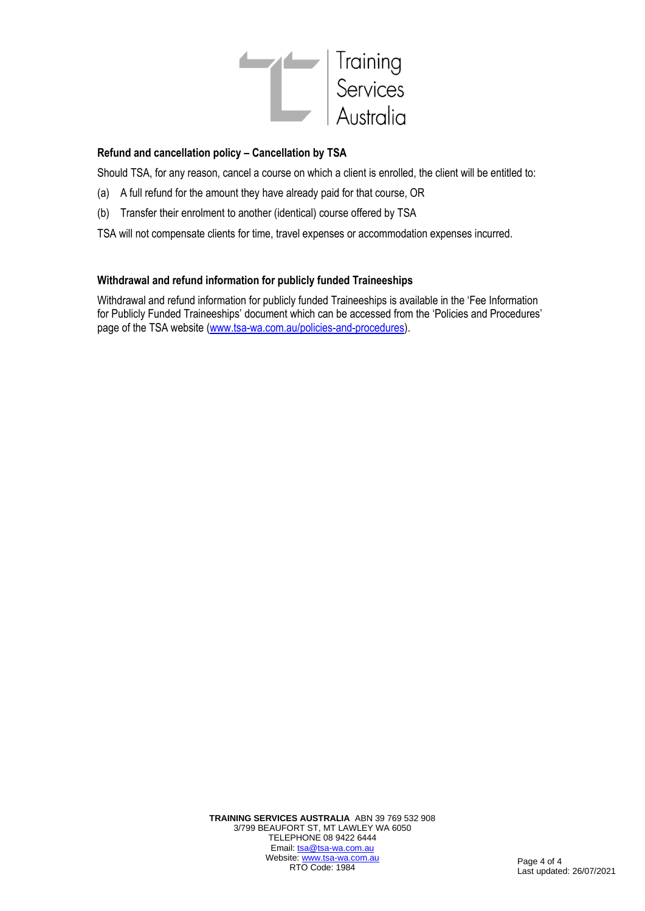### Refund and cancellation policy – Cancellation by TSA

Should TSA, for any reason, cancel a course on which a client is enrolled, the client will be entitled to:

(a) A full refund for the amount they have already paid for that course, OR

(b) Transfer their enrolment to another (identical) course offered by TSA

TSA will not compensate clients for time, travel expenses or accommodation expenses incurred.

### Withdrawal and refund information for publicly funded Traineeships

Withdrawal and refund information for publicly funded Traineeships is available in the 'Fee Information for Publicly Funded Traineeships' document which can be accessed from the 'Policies and Procedures' page of the TSA website (www.tsa-wa.com.au/policies-and-procedures).